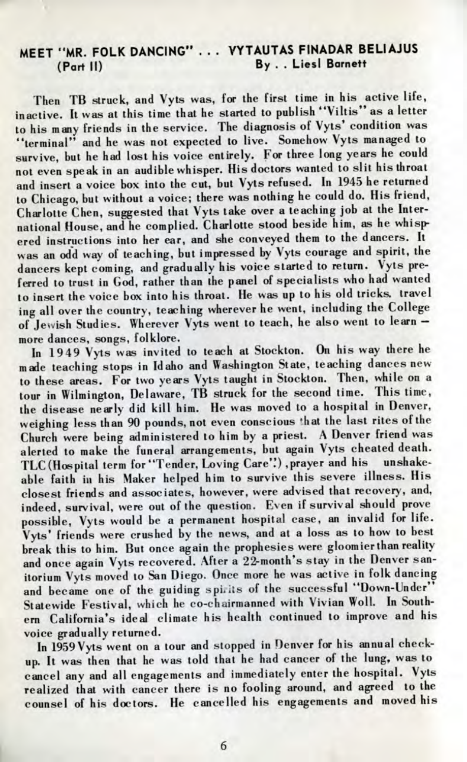## MEET "MR. FOLK DANCING" . . . VYTAUTAS FINADAR BELIAJUS (Part II)

By . . Liesl Barnett

Then TB struck, and Vyts was, for the first time in his active life, inactive. It was at this time that he started to publish "Viltis" as a letter to his many friends in the service. The diagnosis of Vyts' condition was "terminal" and he was not expected to live. Somehow Vyts managed to survive, but he had lost his voice entirely. For three long years he could not even speak in an audible whisper. His doctors wanted to slit his throat and insert a voice box into the cut, but Vyts refused. In 1945 he returned to Chicago, but without a voice; there was nothing he could do. His friend, Charlotte Chen, suggested that Vyts take over a teaching job at the International House, and he complied. Charlotte stood beside him, as he whispered instructions into her ear, and she conveyed them to the dancers. It was an odd way of teaching, but impressed by Vyts courage and spirit, the dancers kept coming, and gradually his voice started to return. Vyts preferred to trust in God, rather than the panel of specialists who had wanted to insert the voice box into his throat. He was up to his old tricks. traveling all over the country, teaching wherever he went, including the College of Jewish Studies. Wherever Vyts went to teach, he also went to learn – more dances, songs, folklore.

In 1949 Vyts was invited to teach at Stockton. On his way there he made teaching stops in Idaho and Washington State, teaching dances new to these areas. For two years Vyts taught in Stockton. Then, while on a tour in Wilmington, Delaware, TB struck for the second time. This time, the disease nearly did kill him. He was moved to a hospital in Denver, weighing less than 90 pounds, not even conscious that the last rites of the Church were being administered to him by a priest. A Denver friend was alerted to make the funeral arrangements, but again Vyts cheated death. TLC (Hospital term for "Tender, Loving Care"), prayer and his unshakeable faith in his Maker helped him to survive this severe illness. His closest friends and associates, however, were advised that recovery, and, indeed, survival, were out of the question. Even if survival should prove possible, Vyts would be a permanent hospital case, an invalid for life. Vyts' friends were crushed by the news, and at a loss as to how to best break this to him. But once again the prophesies were gloomier than reality and once again Vyts recovered. After a 22-month's stay in the Denver sanitorium Vyts moved to San Diego. Once more he was active in folk dancing and became one of the guiding spirits of the successful "Down-Under" Statewide Festival, which he co-chairmanned with Vivian Woll. In Southern California's ideal climate his health continued to improve and his voice gradually returned.

In 1959 Vyts went on a tour and stopped in Denver for his annual check-up. It was then that he was told that he had cancer of the lung, was to cancel any and all engagements and immediately enter the hospital. Vyts realized that with cancer there is no fooling around, and agreed to the counsel of his doctors. He cancelled his engagements and moved his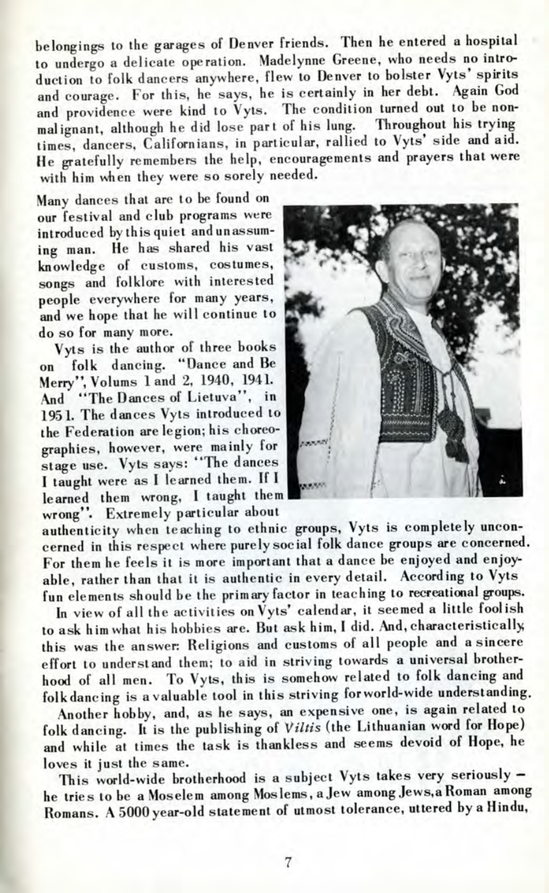belongings to the garages of Denver friends. Then he entered a hospital to undergo a delicate operation. Madelynne Greene, who needs no introduction to folk dancers anywhere, flew to Denver to bolster Vyts' spirits and courage. For this, he says, he is certainly in her debt. Again God and providence were kind to Vyts. The condition turned out to be non-malignant, although he did lose part of his lung. Throughout his trying times, dancers, Californians, in particular, rallied to Vyts' side and aid. He gratefully remembers the help, encouragements and prayers that were with him when they were so sorely needed.

Many dances that are to be found on our festival and club programs were introduced by this quiet and unassuming man. He has shared his vast knowledge of customs, costumes, songs and folklore with interested people everywhere for many years, and we hope that he will continue to do so for many more.

Vyts is the author of three books on folk dancing. "Dance and Be Merry", Volums 1 and 2, 1940, 1941. And "The Dances of Lietuva", in 1951. The dances Vyts introduced to the Federation are legion; his choreographies, however, were mainly for stage use. Vyts says: "The dances I taught were as I learned them. If I learned them wrong, I taught them wrong". Extremely particular about authenticity when teaching to ethnic groups, Vyts is completely unconcerned in this respect where purely social folk dance groups are concerned. For them he feels it is more important that a dance be enjoyed and enjoyable, rather than that it is authentic in every detail. According to Vyts fun elements should be the primary factor in teaching to recreational groups.

In view of all the activities on Vyts' calendar, it seemed a little foolish to ask him what his hobbies are. But ask him, I did. And, characteristically, this was the answer: Religions and customs of all people and a sincere effort to understand them; to aid in striving towards a universal brotherhood of all men. To Vyts, this is somehow related to folk dancing and folk dancing is a valuable tool in this striving for world-wide understanding.

Another hobby, and, as he says, an expensive one, is again related to folk dancing. It is the publishing of *Viltis* (the Lithuanian word for Hope) and while at times the task is thankless and seems devoid of Hope, he loves it just the same.

This world-wide brotherhood is a subject Vyts takes very seriously – he tries to be a Moselem among Moslems, a Jew among Jews, a Roman among Romans. A 5000 year-old statement of utmost tolerance, uttered by a Hindu,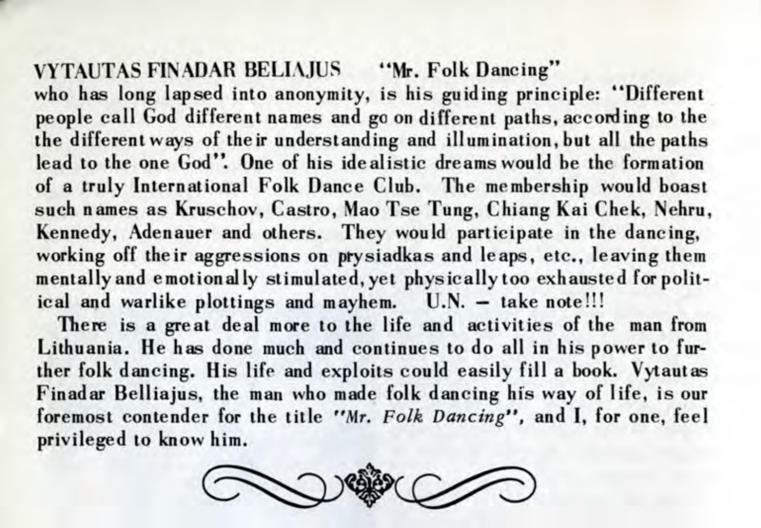who has long lapsed into anonymity, is his guiding principle: "Different people call God different names and go on different paths, according to the the different ways of their understanding and illumination, but all the paths lead to the one God". One of his idealistic dreams would be the formation of a truly International Folk Dance Club. The membership would boast such names as Kruschov, Castro, Mao Tse Tung, Chiang Kai Chek, Nehru, Kennedy, Adenauer and others. They would participate in the dancing, working off their aggressions on prysiadkas and leaps, etc., leaving them mentally and emotionally stimulated, yet physically too exhausted for political and warlike plottings and mayhem. U.N. – take note!!!

There is a great deal more to the life and activities of the man from Lithuania. He has done much and continues to do all in his power to further folk dancing. His life and exploits could easily fill a book. Vytautas Finadar Belliajus, the man who made folk dancing his way of life, is our foremost contender for the title *"Mr. Folk Dancing"*, and I, for one, feel privileged to know him.